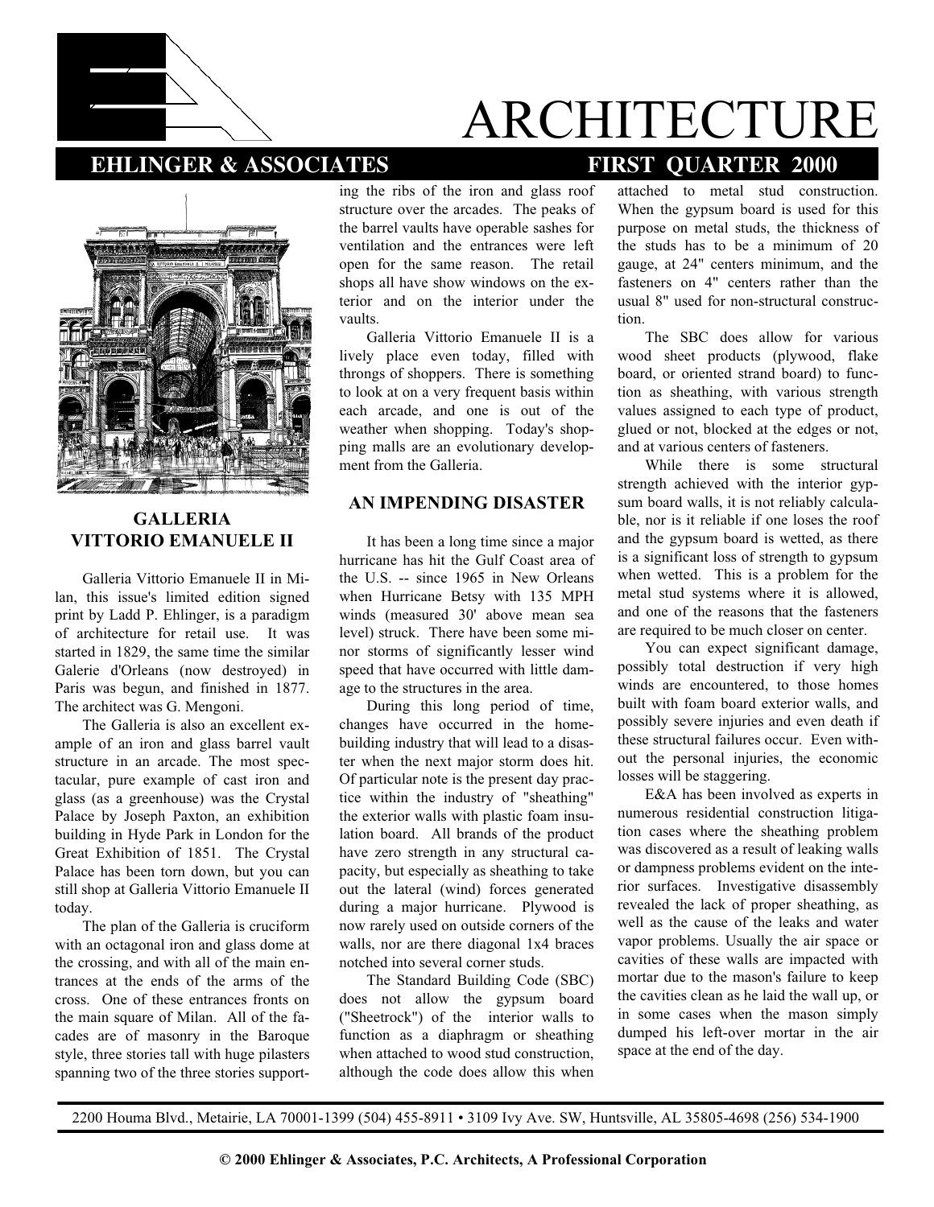# ARCHITECTURE

**EHLINGER & ASSOCIATES** **FIRST QUARTER 2000**

## GALLERIA VITTORIO EMANUELE II

Galleria Vittorio Emanuele II in Milan, this issue's limited edition signed print by Ladd P. Ehlinger, is a paradigm of architecture for retail use. It was started in 1829, the same time the similar Galerie d'Orleans (now destroyed) in Paris was begun, and finished in 1877. The architect was G. Mengoni.

The Galleria is also an excellent example of an iron and glass barrel vault structure in an arcade. The most spectacular, pure example of cast iron and glass (as a greenhouse) was the Crystal Palace by Joseph Paxton, an exhibition building in Hyde Park in London for the Great Exhibition of 1851. The Crystal Palace has been torn down, but you can still shop at Galleria Vittorio Emanuele II today.

The plan of the Galleria is cruciform with an octagonal iron and glass dome at the crossing, and with all of the main entrances at the ends of the arms of the cross. One of these entrances fronts on the main square of Milan. All of the facades are of masonry in the Baroque style, three stories tall with huge pilasters spanning two of the three stories supporting the ribs of the iron and glass roof structure over the arcades. The peaks of the barrel vaults have operable sashes for ventilation and the entrances were left open for the same reason. The retail shops all have show windows on the exterior and on the interior under the vaults.

Galleria Vittorio Emanuele II is a lively place even today, filled with throngs of shoppers. There is something to look at on a very frequent basis within each arcade, and one is out of the weather when shopping. Today's shopping malls are an evolutionary development from the Galleria.

## AN IMPENDING DISASTER

It has been a long time since a major hurricane has hit the Gulf Coast area of the U.S. -- since 1965 in New Orleans when Hurricane Betsy with 135 MPH winds (measured 30' above mean sea level) struck. There have been some minor storms of significantly lesser wind speed that have occurred with little damage to the structures in the area.

During this long period of time, changes have occurred in the home-building industry that will lead to a disaster when the next major storm does hit. Of particular note is the present day practice within the industry of "sheathing" the exterior walls with plastic foam insulation board. All brands of the product have zero strength in any structural capacity, but especially as sheathing to take out the lateral (wind) forces generated during a major hurricane. Plywood is now rarely used on outside corners of the walls, nor are there diagonal 1x4 braces notched into several corner studs.

The Standard Building Code (SBC) does not allow the gypsum board ("Sheetrock") of the interior walls to function as a diaphragm or sheathing when attached to wood stud construction, although the code does allow this when attached to metal stud construction. When the gypsum board is used for this purpose on metal studs, the thickness of the studs has to be a minimum of 20 gauge, at 24" centers minimum, and the fasteners on 4" centers rather than the usual 8" used for non-structural construction.

The SBC does allow for various wood sheet products (plywood, flake board, or oriented strand board) to function as sheathing, with various strength values assigned to each type of product, glued or not, blocked at the edges or not, and at various centers of fasteners.

While there is some structural strength achieved with the interior gypsum board walls, it is not reliably calculable, nor is it reliable if one loses the roof and the gypsum board is wetted, as there is a significant loss of strength to gypsum when wetted. This is a problem for the metal stud systems where it is allowed, and one of the reasons that the fasteners are required to be much closer on center.

You can expect significant damage, possibly total destruction if very high winds are encountered, to those homes built with foam board exterior walls, and possibly severe injuries and even death if these structural failures occur. Even without the personal injuries, the economic losses will be staggering.

E&A has been involved as experts in numerous residential construction litigation cases where the sheathing problem was discovered as a result of leaking walls or dampness problems evident on the interior surfaces. Investigative disassembly revealed the lack of proper sheathing, as well as the cause of the leaks and water vapor problems. Usually the air space or cavities of these walls are impacted with mortar due to the mason's failure to keep the cavities clean as he laid the wall up, or in some cases when the mason simply dumped his left-over mortar in the air space at the end of the day.

2200 Houma Blvd., Metairie, LA 70001-1399 (504) 455-8911 • 3109 Ivy Ave. SW, Huntsville, AL 35805-4698 (256) 534-1900

**© 2000 Ehlinger & Associates, P.C. Architects, A Professional Corporation**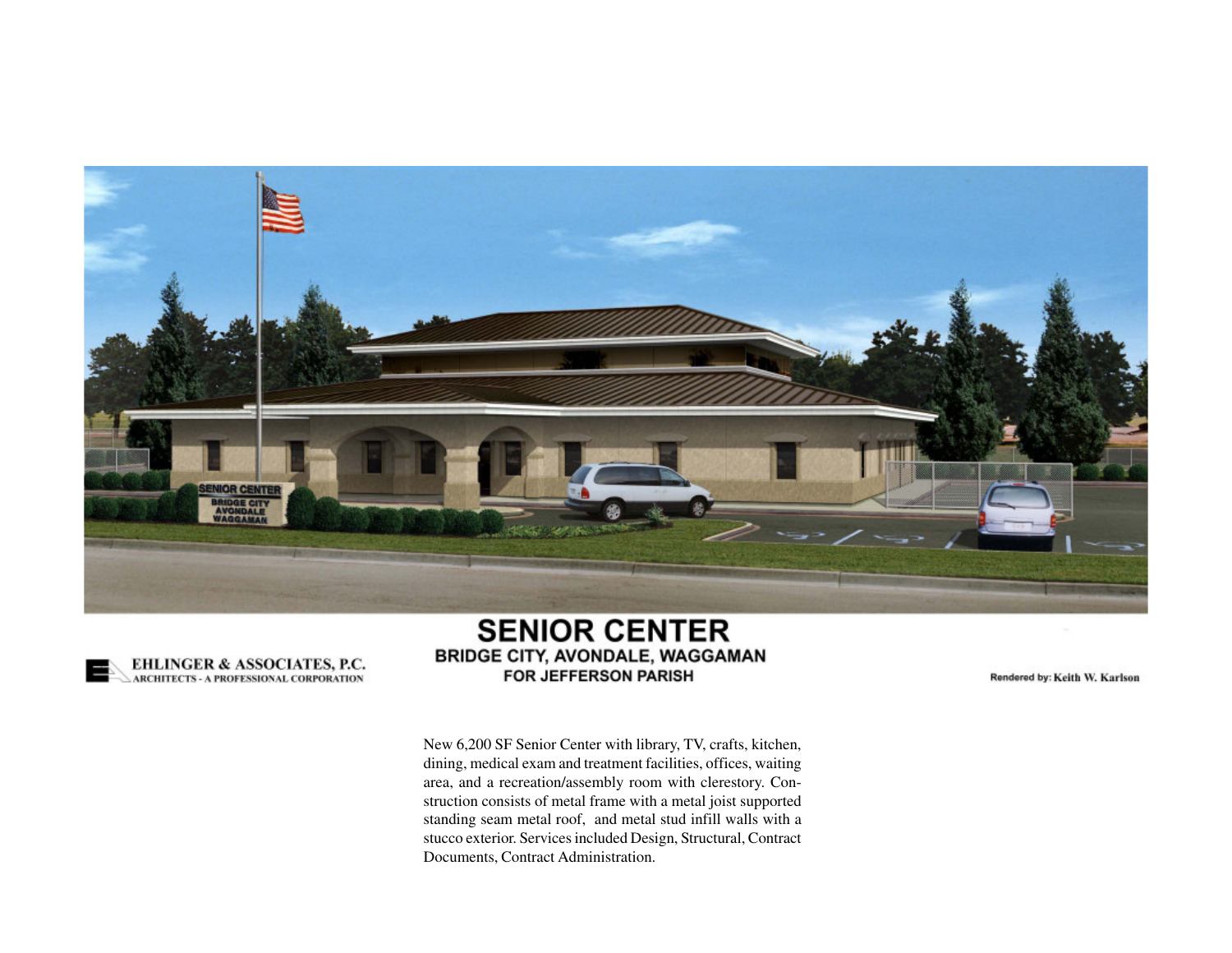# SENIOR CENTER

**BRIDGE CITY, AVONDALE, WAGGAMAN**

**FOR JEFFERSON PARISH**

**EHLINGER & ASSOCIATES, P.C.**
ARCHITECTS - A PROFESSIONAL CORPORATION

Rendered by: Keith W. Karlson

New 6,200 SF Senior Center with library, TV, crafts, kitchen, dining, medical exam and treatment facilities, offices, waiting area, and a recreation/assembly room with clerestory. Construction consists of metal frame with a metal joist supported standing seam metal roof, and metal stud infill walls with a stucco exterior. Services included Design, Structural, Contract Documents, Contract Administration.